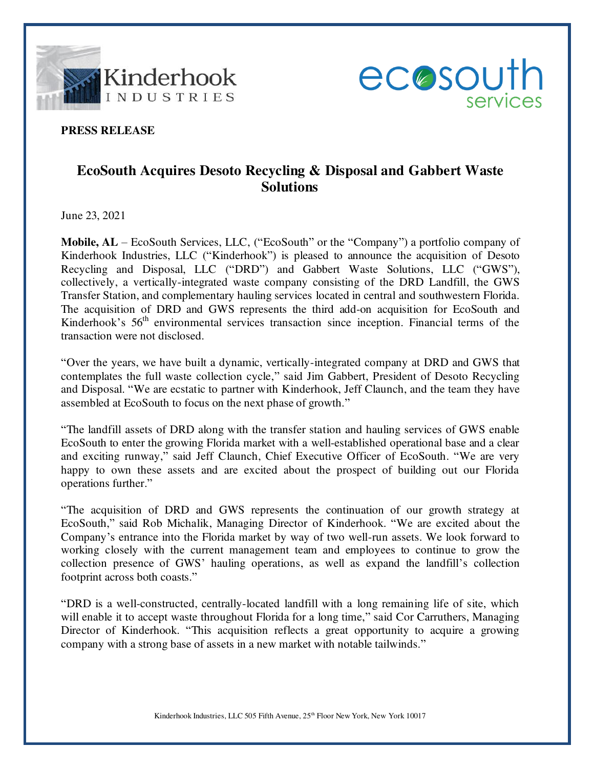**PRESS RELEASE**

# EcoSouth Acquires Desoto Recycling & Disposal and Gabbert Waste Solutions

June 23, 2021

**Mobile, AL** – EcoSouth Services, LLC, ("EcoSouth" or the "Company") a portfolio company of Kinderhook Industries, LLC ("Kinderhook") is pleased to announce the acquisition of Desoto Recycling and Disposal, LLC ("DRD") and Gabbert Waste Solutions, LLC ("GWS"), collectively, a vertically-integrated waste company consisting of the DRD Landfill, the GWS Transfer Station, and complementary hauling services located in central and southwestern Florida. The acquisition of DRD and GWS represents the third add-on acquisition for EcoSouth and Kinderhook's 56th environmental services transaction since inception. Financial terms of the transaction were not disclosed.

"Over the years, we have built a dynamic, vertically-integrated company at DRD and GWS that contemplates the full waste collection cycle," said Jim Gabbert, President of Desoto Recycling and Disposal. "We are ecstatic to partner with Kinderhook, Jeff Claunch, and the team they have assembled at EcoSouth to focus on the next phase of growth."

"The landfill assets of DRD along with the transfer station and hauling services of GWS enable EcoSouth to enter the growing Florida market with a well-established operational base and a clear and exciting runway," said Jeff Claunch, Chief Executive Officer of EcoSouth. "We are very happy to own these assets and are excited about the prospect of building out our Florida operations further."

"The acquisition of DRD and GWS represents the continuation of our growth strategy at EcoSouth," said Rob Michalik, Managing Director of Kinderhook. "We are excited about the Company's entrance into the Florida market by way of two well-run assets. We look forward to working closely with the current management team and employees to continue to grow the collection presence of GWS' hauling operations, as well as expand the landfill's collection footprint across both coasts."

"DRD is a well-constructed, centrally-located landfill with a long remaining life of site, which will enable it to accept waste throughout Florida for a long time," said Cor Carruthers, Managing Director of Kinderhook. "This acquisition reflects a great opportunity to acquire a growing company with a strong base of assets in a new market with notable tailwinds."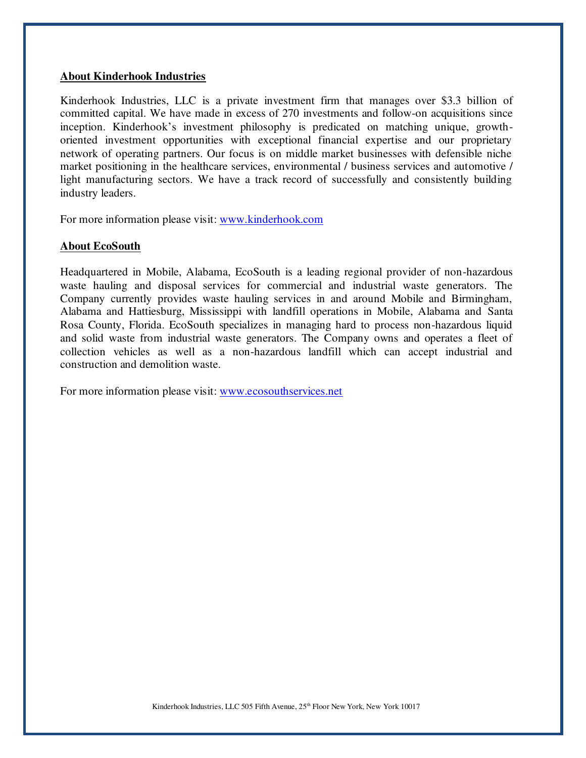**About Kinderhook Industries**

Kinderhook Industries, LLC is a private investment firm that manages over $3.3 billion of committed capital. We have made in excess of 270 investments and follow-on acquisitions since inception. Kinderhook's investment philosophy is predicated on matching unique, growth-oriented investment opportunities with exceptional financial expertise and our proprietary network of operating partners. Our focus is on middle market businesses with defensible niche market positioning in the healthcare services, environmental / business services and automotive / light manufacturing sectors. We have a track record of successfully and consistently building industry leaders.

For more information please visit: [www.kinderhook.com](http://www.kinderhook.com)

**About EcoSouth**

Headquartered in Mobile, Alabama, EcoSouth is a leading regional provider of non-hazardous waste hauling and disposal services for commercial and industrial waste generators. The Company currently provides waste hauling services in and around Mobile and Birmingham, Alabama and Hattiesburg, Mississippi with landfill operations in Mobile, Alabama and Santa Rosa County, Florida. EcoSouth specializes in managing hard to process non-hazardous liquid and solid waste from industrial waste generators. The Company owns and operates a fleet of collection vehicles as well as a non-hazardous landfill which can accept industrial and construction and demolition waste.

For more information please visit: [www.ecosouthservices.net](http://www.ecosouthservices.net)

Kinderhook Industries, LLC 505 Fifth Avenue, 25th Floor New York, New York 10017